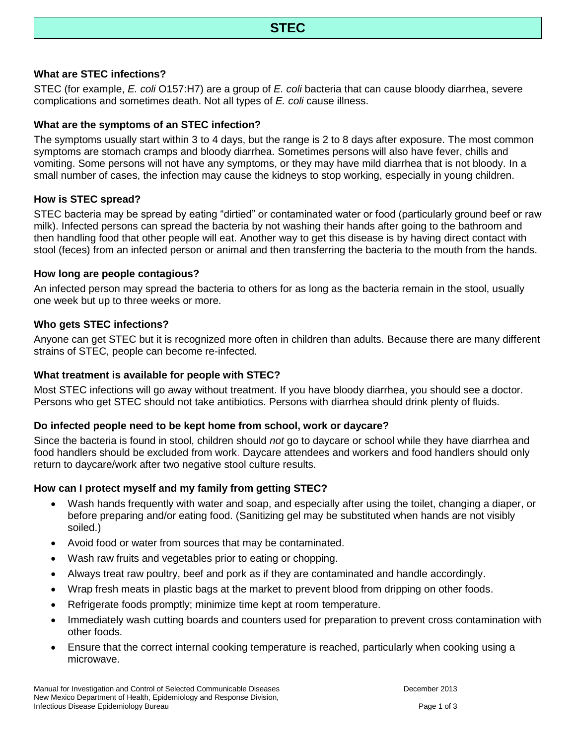# STEC

### What are STEC infections?

STEC (for example, *E. coli* O157:H7) are a group of *E. coli* bacteria that can cause bloody diarrhea, severe complications and sometimes death. Not all types of *E. coli* cause illness.

### What are the symptoms of an STEC infection?

The symptoms usually start within 3 to 4 days, but the range is 2 to 8 days after exposure. The most common symptoms are stomach cramps and bloody diarrhea. Sometimes persons will also have fever, chills and vomiting. Some persons will not have any symptoms, or they may have mild diarrhea that is not bloody. In a small number of cases, the infection may cause the kidneys to stop working, especially in young children.

### How is STEC spread?

STEC bacteria may be spread by eating "dirtied" or contaminated water or food (particularly ground beef or raw milk). Infected persons can spread the bacteria by not washing their hands after going to the bathroom and then handling food that other people will eat. Another way to get this disease is by having direct contact with stool (feces) from an infected person or animal and then transferring the bacteria to the mouth from the hands.

### How long are people contagious?

An infected person may spread the bacteria to others for as long as the bacteria remain in the stool, usually one week but up to three weeks or more.

### Who gets STEC infections?

Anyone can get STEC but it is recognized more often in children than adults. Because there are many different strains of STEC, people can become re-infected.

### What treatment is available for people with STEC?

Most STEC infections will go away without treatment. If you have bloody diarrhea, you should see a doctor. Persons who get STEC should not take antibiotics. Persons with diarrhea should drink plenty of fluids.

### Do infected people need to be kept home from school, work or daycare?

Since the bacteria is found in stool, children should *not* go to daycare or school while they have diarrhea and food handlers should be excluded from work. Daycare attendees and workers and food handlers should only return to daycare/work after two negative stool culture results.

### How can I protect myself and my family from getting STEC?

- Wash hands frequently with water and soap, and especially after using the toilet, changing a diaper, or before preparing and/or eating food. (Sanitizing gel may be substituted when hands are not visibly soiled.)
- Avoid food or water from sources that may be contaminated.
- Wash raw fruits and vegetables prior to eating or chopping.
- Always treat raw poultry, beef and pork as if they are contaminated and handle accordingly.
- Wrap fresh meats in plastic bags at the market to prevent blood from dripping on other foods.
- Refrigerate foods promptly; minimize time kept at room temperature.
- Immediately wash cutting boards and counters used for preparation to prevent cross contamination with other foods.
- Ensure that the correct internal cooking temperature is reached, particularly when cooking using a microwave.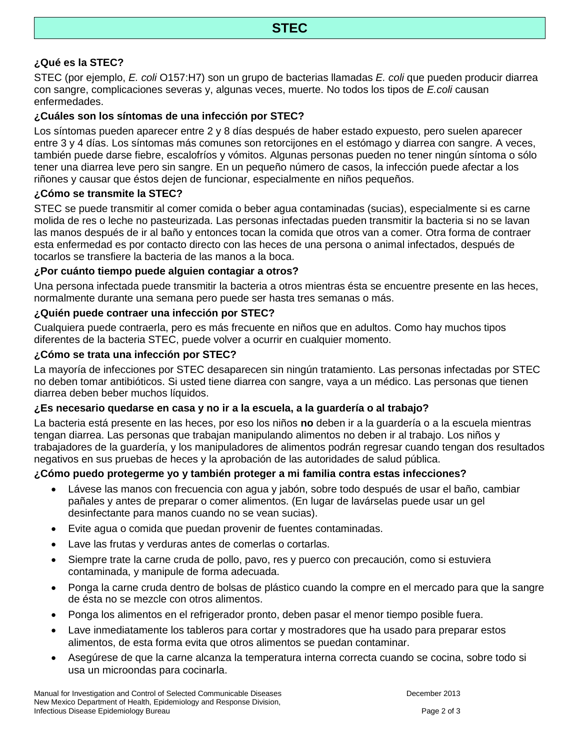# STEC

### ¿Qué es la STEC?

STEC (por ejemplo, *E. coli* O157:H7) son un grupo de bacterias llamadas *E. coli* que pueden producir diarrea con sangre, complicaciones severas y, algunas veces, muerte. No todos los tipos de *E.coli* causan enfermedades.

### ¿Cuáles son los síntomas de una infección por STEC?

Los síntomas pueden aparecer entre 2 y 8 días después de haber estado expuesto, pero suelen aparecer entre 3 y 4 días. Los síntomas más comunes son retorcijones en el estómago y diarrea con sangre. A veces, también puede darse fiebre, escalofríos y vómitos. Algunas personas pueden no tener ningún síntoma o sólo tener una diarrea leve pero sin sangre. En un pequeño número de casos, la infección puede afectar a los riñones y causar que éstos dejen de funcionar, especialmente en niños pequeños.

### ¿Cómo se transmite la STEC?

STEC se puede transmitir al comer comida o beber agua contaminadas (sucias), especialmente si es carne molida de res o leche no pasteurizada. Las personas infectadas pueden transmitir la bacteria si no se lavan las manos después de ir al baño y entonces tocan la comida que otros van a comer. Otra forma de contraer esta enfermedad es por contacto directo con las heces de una persona o animal infectados, después de tocarlos se transfiere la bacteria de las manos a la boca.

### ¿Por cuánto tiempo puede alguien contagiar a otros?

Una persona infectada puede transmitir la bacteria a otros mientras ésta se encuentre presente en las heces, normalmente durante una semana pero puede ser hasta tres semanas o más.

### ¿Quién puede contraer una infección por STEC?

Cualquiera puede contraerla, pero es más frecuente en niños que en adultos. Como hay muchos tipos diferentes de la bacteria STEC, puede volver a ocurrir en cualquier momento.

### ¿Cómo se trata una infección por STEC?

La mayoría de infecciones por STEC desaparecen sin ningún tratamiento. Las personas infectadas por STEC no deben tomar antibióticos. Si usted tiene diarrea con sangre, vaya a un médico. Las personas que tienen diarrea deben beber muchos líquidos.

### ¿Es necesario quedarse en casa y no ir a la escuela, a la guardería o al trabajo?

La bacteria está presente en las heces, por eso los niños **no** deben ir a la guardería o a la escuela mientras tengan diarrea. Las personas que trabajan manipulando alimentos no deben ir al trabajo. Los niños y trabajadores de la guardería, y los manipuladores de alimentos podrán regresar cuando tengan dos resultados negativos en sus pruebas de heces y la aprobación de las autoridades de salud pública.

### ¿Cómo puedo protegerme yo y también proteger a mi familia contra estas infecciones?

- Lávese las manos con frecuencia con agua y jabón, sobre todo después de usar el baño, cambiar pañales y antes de preparar o comer alimentos. (En lugar de lavárselas puede usar un gel desinfectante para manos cuando no se vean sucias).
- Evite agua o comida que puedan provenir de fuentes contaminadas.
- Lave las frutas y verduras antes de comerlas o cortarlas.
- Siempre trate la carne cruda de pollo, pavo, res y puerco con precaución, como si estuviera contaminada, y manipule de forma adecuada.
- Ponga la carne cruda dentro de bolsas de plástico cuando la compre en el mercado para que la sangre de ésta no se mezcle con otros alimentos.
- Ponga los alimentos en el refrigerador pronto, deben pasar el menor tiempo posible fuera.
- Lave inmediatamente los tableros para cortar y mostradores que ha usado para preparar estos alimentos, de esta forma evita que otros alimentos se puedan contaminar.
- Asegúrese de que la carne alcanza la temperatura interna correcta cuando se cocina, sobre todo si usa un microondas para cocinarla.